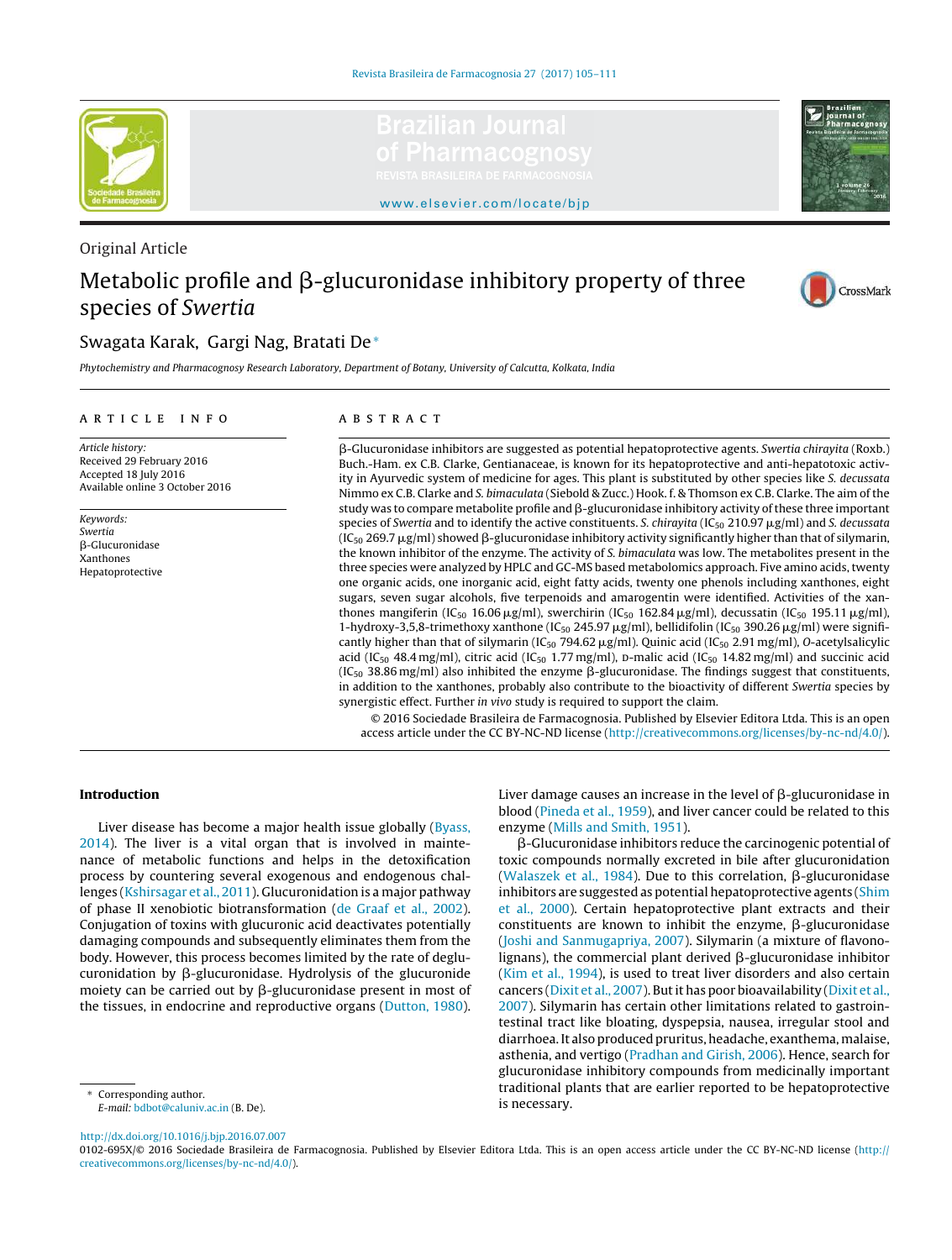Original Article

# Metabolic profile and β-glucuronidase inhibitory property of three species of *Swertia*

Swagata Karak, Gargi Nag, Bratati De*

*Phytochemistry and Pharmacognosy Research Laboratory, Department of Botany, University of Calcutta, Kolkata, India*

**ARTICLE INFO**

*Article history:*
Received 29 February 2016
Accepted 18 July 2016
Available online 3 October 2016

*Keywords:*
*Swertia*
β-Glucuronidase
Xanthones
Hepatoprotective

**ABSTRACT**

β-Glucuronidase inhibitors are suggested as potential hepatoprotective agents. *Swertia chirayita* (Roxb.) Buch.-Ham. ex C.B. Clarke, Gentianaceae, is known for its hepatoprotective and anti-hepatotoxic activity in Ayurvedic system of medicine for ages. This plant is substituted by other species like *S. decussata* Nimmo ex C.B. Clarke and *S. bimaculata* (Siebold & Zucc.) Hook. f. & Thomson ex C.B. Clarke. The aim of the study was to compare metabolite profile and β-glucuronidase inhibitory activity of these three important species of *Swertia* and to identify the active constituents. *S. chirayita* ($IC_{50}$ 210.97 μg/ml) and *S. decussata* ($IC_{50}$ 269.7 μg/ml) showed β-glucuronidase inhibitory activity significantly higher than that of silymarin, the known inhibitor of the enzyme. The activity of *S. bimaculata* was low. The metabolites present in the three species were analyzed by HPLC and GC-MS based metabolomics approach. Five amino acids, twenty one organic acids, one inorganic acid, eight fatty acids, twenty one phenols including xanthones, eight sugars, seven sugar alcohols, five terpenoids and amarogentin were identified. Activities of the xanthones mangiferin ($IC_{50}$ 16.06 μg/ml), swerchirin ($IC_{50}$ 162.84 μg/ml), decussatin ($IC_{50}$ 195.11 μg/ml), 1-hydroxy-3,5,8-trimethoxy xanthone ($IC_{50}$ 245.97 μg/ml), bellidifolin ($IC_{50}$ 390.26 μg/ml) were significantly higher than that of silymarin ($IC_{50}$ 794.62 μg/ml). Quinic acid ($IC_{50}$ 2.91 mg/ml), *O*-acetylsalicylic acid ($IC_{50}$ 48.4 mg/ml), citric acid ($IC_{50}$ 1.77 mg/ml), D-malic acid ($IC_{50}$ 14.82 mg/ml) and succinic acid ($IC_{50}$ 38.86 mg/ml) also inhibited the enzyme β-glucuronidase. The findings suggest that constituents, in addition to the xanthones, probably also contribute to the bioactivity of different *Swertia* species by synergistic effect. Further *in vivo* study is required to support the claim.

© 2016 Sociedade Brasileira de Farmacognosia. Published by Elsevier Editora Ltda. This is an open access article under the CC BY-NC-ND license (http://creativecommons.org/licenses/by-nc-nd/4.0/).

## Introduction

Liver disease has become a major health issue globally (Byass, 2014). The liver is a vital organ that is involved in maintenance of metabolic functions and helps in the detoxification process by countering several exogenous and endogenous challenges (Kshirsagar et al., 2011). Glucuronidation is a major pathway of phase II xenobiotic biotransformation (de Graaf et al., 2002). Conjugation of toxins with glucuronic acid deactivates potentially damaging compounds and subsequently eliminates them from the body. However, this process becomes limited by the rate of deglucuronidation by β-glucuronidase. Hydrolysis of the glucuronide moiety can be carried out by β-glucuronidase present in most of the tissues, in endocrine and reproductive organs (Dutton, 1980). Liver damage causes an increase in the level of β-glucuronidase in blood (Pineda et al., 1959), and liver cancer could be related to this enzyme (Mills and Smith, 1951).

β-Glucuronidase inhibitors reduce the carcinogenic potential of toxic compounds normally excreted in bile after glucuronidation (Walaszek et al., 1984). Due to this correlation, β-glucuronidase inhibitors are suggested as potential hepatoprotective agents (Shim et al., 2000). Certain hepatoprotective plant extracts and their constituents are known to inhibit the enzyme, β-glucuronidase (Joshi and Sanmugapriya, 2007). Silymarin (a mixture of flavonolignans), the commercial plant derived β-glucuronidase inhibitor (Kim et al., 1994), is used to treat liver disorders and also certain cancers (Dixit et al., 2007). But it has poor bioavailability (Dixit et al., 2007). Silymarin has certain other limitations related to gastrointestinal tract like bloating, dyspepsia, nausea, irregular stool and diarrhoea. It also produced pruritus, headache, exanthema, malaise, asthenia, and vertigo (Pradhan and Girish, 2006). Hence, search for glucuronidase inhibitory compounds from medicinally important traditional plants that are earlier reported to be hepatoprotective is necessary.

\* Corresponding author.
*E-mail:* bdbot@caluniv.ac.in (B. De).

http://dx.doi.org/10.1016/j.bjp.2016.07.007
0102-695X/© 2016 Sociedade Brasileira de Farmacognosia. Published by Elsevier Editora Ltda. This is an open access article under the CC BY-NC-ND license (http://creativecommons.org/licenses/by-nc-nd/4.0/).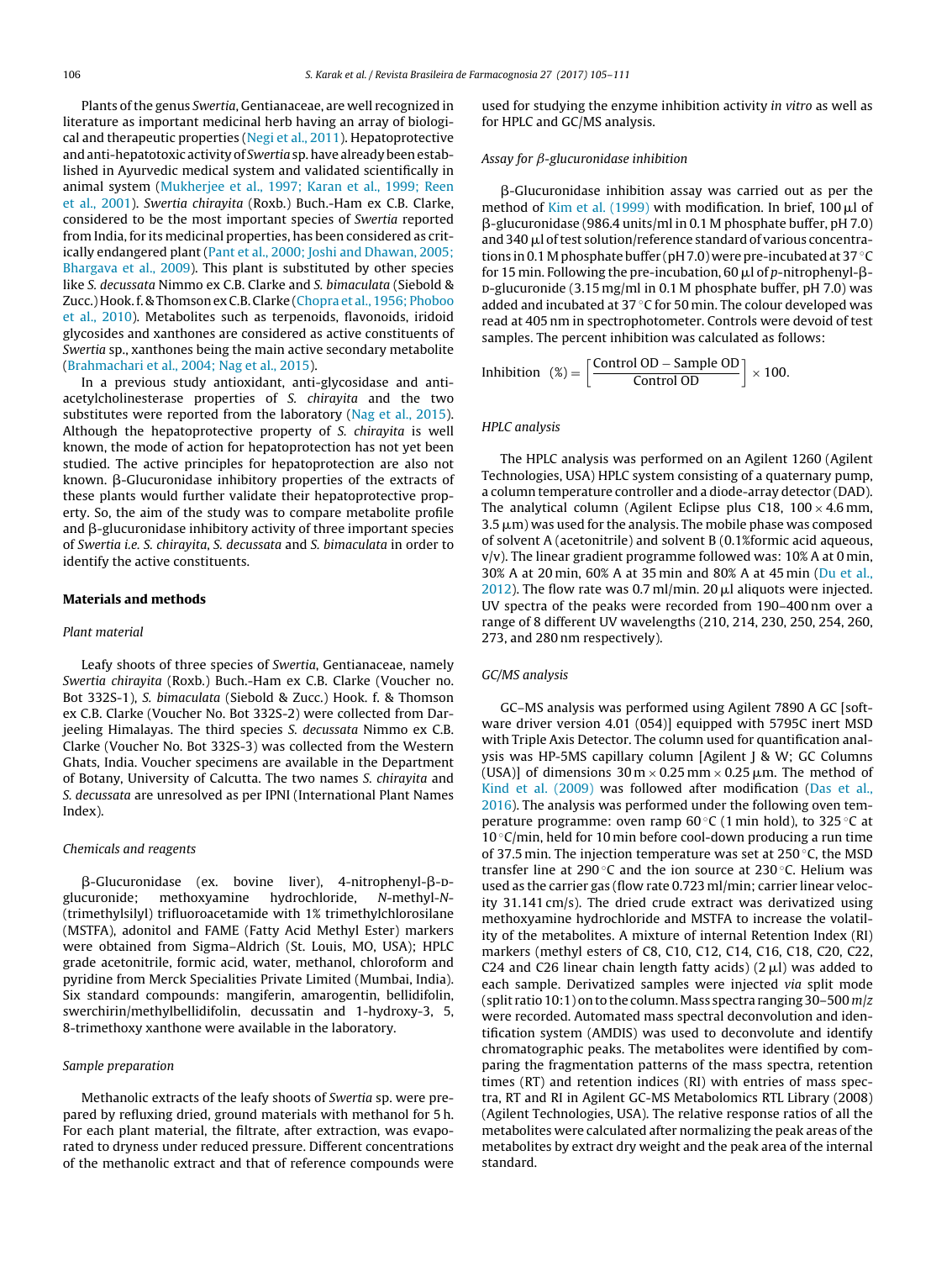Plants of the genus *Swertia*, Gentianaceae, are well recognized in literature as important medicinal herb having an array of biological and therapeutic properties (Negi et al., 2011). Hepatoprotective and anti-hepatotoxic activity of *Swertia* sp. have already been established in Ayurvedic medical system and validated scientifically in animal system (Mukherjee et al., 1997; Karan et al., 1999; Reen et al., 2001). *Swertia chirayita* (Roxb.) Buch.-Ham ex C.B. Clarke, considered to be the most important species of *Swertia* reported from India, for its medicinal properties, has been considered as critically endangered plant (Pant et al., 2000; Joshi and Dhawan, 2005; Bhargava et al., 2009). This plant is substituted by other species like *S. decussata* Nimmo ex C.B. Clarke and *S. bimaculata* (Siebold & Zucc.) Hook. f. & Thomson ex C.B. Clarke (Chopra et al., 1956; Phoboo et al., 2010). Metabolites such as terpenoids, flavonoids, iridoid glycosides and xanthones are considered as active constituents of *Swertia* sp., xanthones being the main active secondary metabolite (Brahmachari et al., 2004; Nag et al., 2015).

In a previous study antioxidant, anti-glycosidase and anti-acetylcholinesterase properties of *S. chirayita* and the two substitutes were reported from the laboratory (Nag et al., 2015). Although the hepatoprotective property of *S. chirayita* is well known, the mode of action for hepatoprotection has not yet been studied. The active principles for hepatoprotection are also not known. β-Glucuronidase inhibitory properties of the extracts of these plants would further validate their hepatoprotective property. So, the aim of the study was to compare metabolite profile and β-glucuronidase inhibitory activity of three important species of *Swertia* i.e. *S. chirayita*, *S. decussata* and *S. bimaculata* in order to identify the active constituents.

## Materials and methods

### Plant material

Leafy shoots of three species of *Swertia*, Gentianaceae, namely *Swertia chirayita* (Roxb.) Buch.-Ham ex C.B. Clarke (Voucher no. Bot 332S-1), *S. bimaculata* (Siebold & Zucc.) Hook. f. & Thomson ex C.B. Clarke (Voucher No. Bot 332S-2) were collected from Darjeeling Himalayas. The third species *S. decussata* Nimmo ex C.B. Clarke (Voucher No. Bot 332S-3) was collected from the Western Ghats, India. Voucher specimens are available in the Department of Botany, University of Calcutta. The two names *S. chirayita* and *S. decussata* are unresolved as per IPNI (International Plant Names Index).

### Chemicals and reagents

β-Glucuronidase (ex. bovine liver), 4-nitrophenyl-β-D-glucuronide; methoxyamine hydrochloride, *N*-methyl-*N*-(trimethylsilyl) trifluoroacetamide with 1% trimethylchlorosilane (MSTFA), adonitol and FAME (Fatty Acid Methyl Ester) markers were obtained from Sigma–Aldrich (St. Louis, MO, USA); HPLC grade acetonitrile, formic acid, water, methanol, chloroform and pyridine from Merck Specialities Private Limited (Mumbai, India). Six standard compounds: mangiferin, amarogentin, bellidifolin, swerchirin/methylbellidifolin, decussatin and 1-hydroxy-3, 5, 8-trimethoxy xanthone were available in the laboratory.

### Sample preparation

Methanolic extracts of the leafy shoots of *Swertia* sp. were prepared by refluxing dried, ground materials with methanol for 5 h. For each plant material, the filtrate, after extraction, was evaporated to dryness under reduced pressure. Different concentrations of the methanolic extract and that of reference compounds were used for studying the enzyme inhibition activity *in vitro* as well as for HPLC and GC/MS analysis.

### Assay for β-glucuronidase inhibition

β-Glucuronidase inhibition assay was carried out as per the method of Kim et al. (1999) with modification. In brief, 100 μl of β-glucuronidase (986.4 units/ml in 0.1 M phosphate buffer, pH 7.0) and 340 μl of test solution/reference standard of various concentrations in 0.1 M phosphate buffer (pH 7.0) were pre-incubated at 37 °C for 15 min. Following the pre-incubation, 60 μl of *p*-nitrophenyl-β-D-glucuronide (3.15 mg/ml in 0.1 M phosphate buffer, pH 7.0) was added and incubated at 37 °C for 50 min. The colour developed was read at 405 nm in spectrophotometer. Controls were devoid of test samples. The percent inhibition was calculated as follows:

$$\text{Inhibition}\ \ (\%) = \left[\frac{\text{Control OD} - \text{Sample OD}}{\text{Control OD}}\right] \times 100.$$

### HPLC analysis

The HPLC analysis was performed on an Agilent 1260 (Agilent Technologies, USA) HPLC system consisting of a quaternary pump, a column temperature controller and a diode-array detector (DAD). The analytical column (Agilent Eclipse plus C18, 100 × 4.6 mm, 3.5 μm) was used for the analysis. The mobile phase was composed of solvent A (acetonitrile) and solvent B (0.1%formic acid aqueous, v/v). The linear gradient programme followed was: 10% A at 0 min, 30% A at 20 min, 60% A at 35 min and 80% A at 45 min (Du et al., 2012). The flow rate was 0.7 ml/min. 20 μl aliquots were injected. UV spectra of the peaks were recorded from 190–400 nm over a range of 8 different UV wavelengths (210, 214, 230, 250, 254, 260, 273, and 280 nm respectively).

### GC/MS analysis

GC–MS analysis was performed using Agilent 7890 A GC [software driver version 4.01 (054)] equipped with 5795C inert MSD with Triple Axis Detector. The column used for quantification analysis was HP-5MS capillary column [Agilent J & W; GC Columns (USA)] of dimensions 30 m × 0.25 mm × 0.25 μm. The method of Kind et al. (2009) was followed after modification (Das et al., 2016). The analysis was performed under the following oven temperature programme: oven ramp 60 °C (1 min hold), to 325 °C at 10 °C/min, held for 10 min before cool-down producing a run time of 37.5 min. The injection temperature was set at 250 °C, the MSD transfer line at 290 °C and the ion source at 230 °C. Helium was used as the carrier gas (flow rate 0.723 ml/min; carrier linear velocity 31.141 cm/s). The dried crude extract was derivatized using methoxyamine hydrochloride and MSTFA to increase the volatility of the metabolites. A mixture of internal Retention Index (RI) markers (methyl esters of C8, C10, C12, C14, C16, C18, C20, C22, C24 and C26 linear chain length fatty acids) (2 μl) was added to each sample. Derivatized samples were injected *via* split mode (split ratio 10:1) on to the column. Mass spectra ranging 30–500 *m*/*z* were recorded. Automated mass spectral deconvolution and identification system (AMDIS) was used to deconvolute and identify chromatographic peaks. The metabolites were identified by comparing the fragmentation patterns of the mass spectra, retention times (RT) and retention indices (RI) with entries of mass spectra, RT and RI in Agilent GC-MS Metabolomics RTL Library (2008) (Agilent Technologies, USA). The relative response ratios of all the metabolites were calculated after normalizing the peak areas of the metabolites by extract dry weight and the peak area of the internal standard.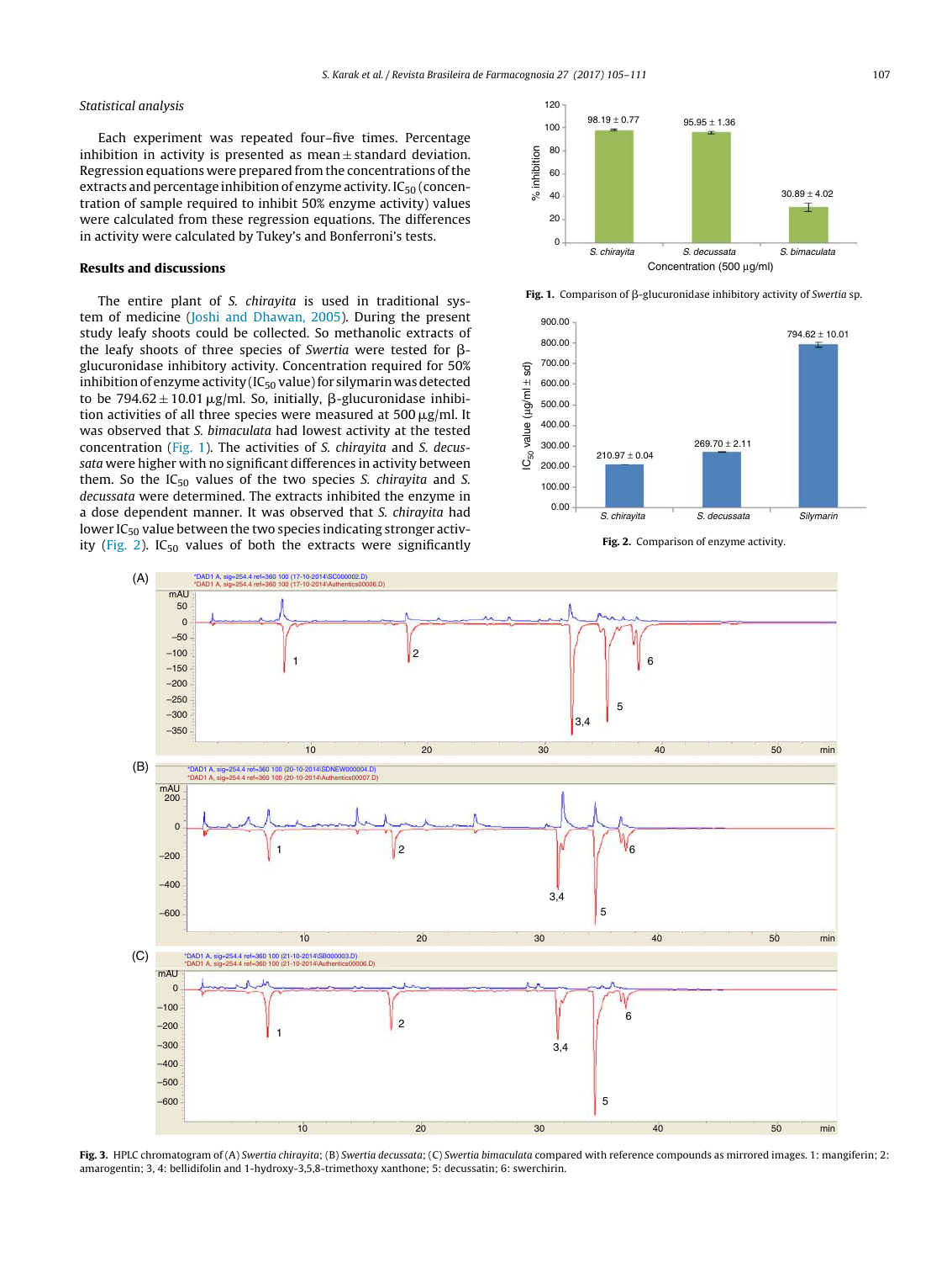### Statistical analysis

Each experiment was repeated four–five times. Percentage inhibition in activity is presented as mean ± standard deviation. Regression equations were prepared from the concentrations of the extracts and percentage inhibition of enzyme activity. $IC_{50}$ (concentration of sample required to inhibit 50% enzyme activity) values were calculated from these regression equations. The differences in activity were calculated by Tukey's and Bonferroni's tests.

## Results and discussions

The entire plant of *S. chirayita* is used in traditional system of medicine (Joshi and Dhawan, 2005). During the present study leafy shoots could be collected. So methanolic extracts of the leafy shoots of three species of *Swertia* were tested for β-glucuronidase inhibitory activity. Concentration required for 50% inhibition of enzyme activity ($IC_{50}$ value) for silymarin was detected to be 794.62 ± 10.01 μg/ml. So, initially, β-glucuronidase inhibition activities of all three species were measured at 500 μg/ml. It was observed that *S. bimaculata* had lowest activity at the tested concentration (Fig. 1). The activities of *S. chirayita* and *S. decussata* were higher with no significant differences in activity between them. So the $IC_{50}$ values of the two species *S. chirayita* and *S. decussata* were determined. The extracts inhibited the enzyme in a dose dependent manner. It was observed that *S. chirayita* had lower $IC_{50}$ value between the two species indicating stronger activity (Fig. 2). $IC_{50}$ values of both the extracts were significantly

Fig. 1. Comparison of β-glucuronidase inhibitory activity of *Swertia* sp.

Fig. 2. Comparison of enzyme activity.

Fig. 3. HPLC chromatogram of (A) *Swertia chirayita*; (B) *Swertia decussata*; (C) *Swertia bimaculata* compared with reference compounds as mirrored images. 1: mangiferin; 2: amarogentin; 3, 4: bellidifolin and 1-hydroxy-3,5,8-trimethoxy xanthone; 5: decussatin; 6: swerchirin.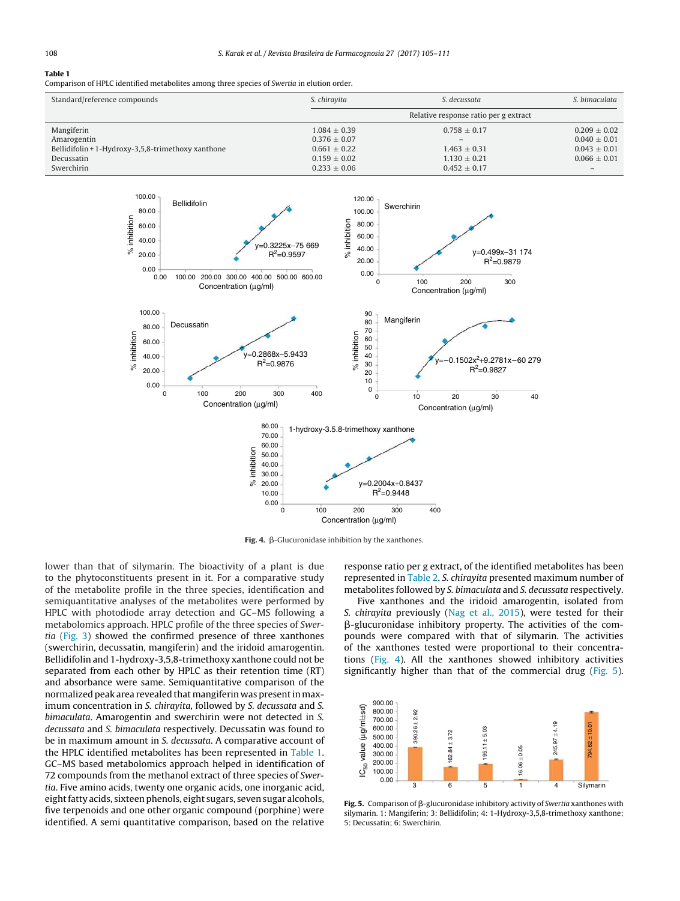**Table 1**
Comparison of HPLC identified metabolites among three species of *Swertia* in elution order.

| Standard/reference compounds | *S. chirayita* | *S. decussata* | *S. bimaculata* |
|---|---|---|---|
| | | Relative response ratio per g extract | |
| Mangiferin | 1.084 ± 0.39 | 0.758 ± 0.17 | 0.209 ± 0.02 |
| Amarogentin | 0.376 ± 0.07 | – | 0.040 ± 0.01 |
| Bellidifolin + 1-Hydroxy-3,5,8-trimethoxy xanthone | 0.661 ± 0.22 | 1.463 ± 0.31 | 0.043 ± 0.01 |
| Decussatin | 0.159 ± 0.02 | 1.130 ± 0.21 | 0.066 ± 0.01 |
| Swerchirin | 0.233 ± 0.06 | 0.452 ± 0.17 | – |

**Fig. 4.** β-Glucuronidase inhibition by the xanthones.

lower than that of silymarin. The bioactivity of a plant is due to the phytoconstituents present in it. For a comparative study of the metabolite profile in the three species, identification and semiquantitative analyses of the metabolites were performed by HPLC with photodiode array detection and GC–MS following a metabolomics approach. HPLC profile of the three species of *Swertia* (Fig. 3) showed the confirmed presence of three xanthones (swerchirin, decussatin, mangiferin) and the iridoid amarogentin. Bellidifolin and 1-hydroxy-3,5,8-trimethoxy xanthone could not be separated from each other by HPLC as their retention time (RT) and absorbance were same. Semiquantitative comparison of the normalized peak area revealed that mangiferin was present in maximum concentration in *S. chirayita*, followed by *S. decussata* and *S. bimaculata*. Amarogentin and swerchirin were not detected in *S. decussata* and *S. bimaculata* respectively. Decussatin was found to be in maximum amount in *S. decussata*. A comparative account of the HPLC identified metabolites has been represented in Table 1. GC–MS based metabolomics approach helped in identification of 72 compounds from the methanol extract of three species of *Swertia*. Five amino acids, twenty one organic acids, one inorganic acid, eight fatty acids, sixteen phenols, eight sugars, seven sugar alcohols, five terpenoids and one other organic compound (porphine) were identified. A semi quantitative comparison, based on the relative response ratio per g extract, of the identified metabolites has been represented in Table 2. *S. chirayita* presented maximum number of metabolites followed by *S. bimaculata* and *S. decussata* respectively.

Five xanthones and the iridoid amarogentin, isolated from *S. chirayita* previously (Nag et al., 2015), were tested for their β-glucuronidase inhibitory property. The activities of the compounds were compared with that of silymarin. The activities of the xanthones tested were proportional to their concentrations (Fig. 4). All the xanthones showed inhibitory activities significantly higher than that of the commercial drug (Fig. 5).

**Fig. 5.** Comparison of β-glucuronidase inhibitory activity of *Swertia* xanthones with silymarin. 1: Mangiferin; 3: Bellidifolin; 4: 1-Hydroxy-3,5,8-trimethoxy xanthone; 5: Decussatin; 6: Swerchirin.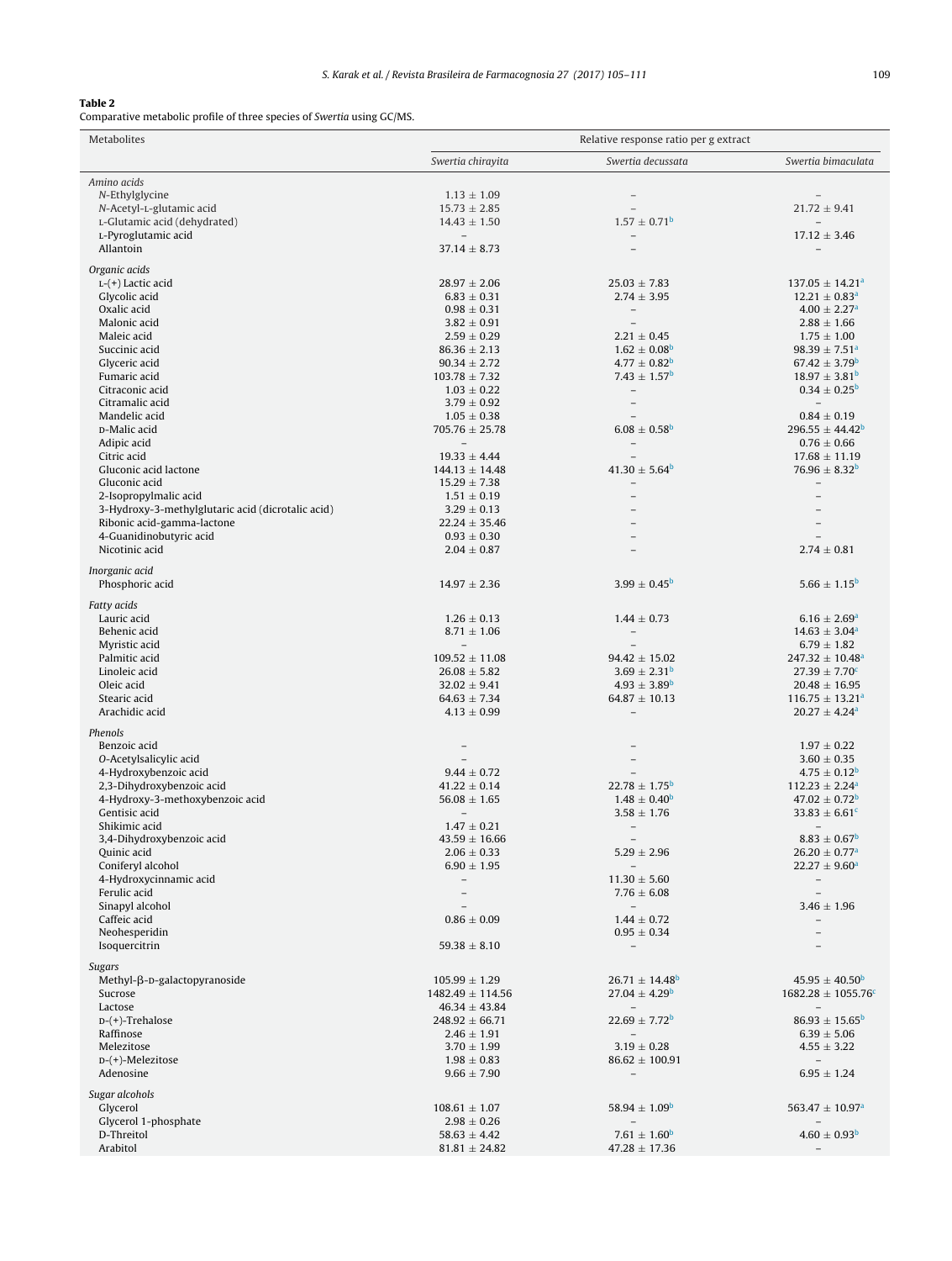**Table 2**
Comparative metabolic profile of three species of *Swertia* using GC/MS.

| Metabolites | Relative response ratio per g extract | | |
|---|---|---|---|
| | *Swertia chirayita* | *Swertia decussata* | *Swertia bimaculata* |
| *Amino acids* | | | |
| N-Ethylglycine | 1.13 ± 1.09 | – | – |
| N-Acetyl-L-glutamic acid | 15.73 ± 2.85 | – | 21.72 ± 9.41 |
| L-Glutamic acid (dehydrated) | 14.43 ± 1.50 | 1.57 ± 0.71[b] | – |
| L-Pyroglutamic acid | – | – | 17.12 ± 3.46 |
| Allantoin | 37.14 ± 8.73 | – | – |
| *Organic acids* | | | |
| L-(+) Lactic acid | 28.97 ± 2.06 | 25.03 ± 7.83 | 137.05 ± 14.21[a] |
| Glycolic acid | 6.83 ± 0.31 | 2.74 ± 3.95 | 12.21 ± 0.83[a] |
| Oxalic acid | 0.98 ± 0.31 | – | 4.00 ± 2.27[a] |
| Malonic acid | 3.82 ± 0.91 | – | 2.88 ± 1.66 |
| Maleic acid | 2.59 ± 0.29 | 2.21 ± 0.45 | 1.75 ± 1.00 |
| Succinic acid | 86.36 ± 2.13 | 1.62 ± 0.08[b] | 98.39 ± 7.51[a] |
| Glyceric acid | 90.34 ± 2.72 | 4.77 ± 0.82[b] | 67.42 ± 3.79[b] |
| Fumaric acid | 103.78 ± 7.32 | 7.43 ± 1.57[b] | 18.97 ± 3.81[b] |
| Citraconic acid | 1.03 ± 0.22 | – | 0.34 ± 0.25[b] |
| Citramalic acid | 3.79 ± 0.92 | – | – |
| Mandelic acid | 1.05 ± 0.38 | – | 0.84 ± 0.19 |
| D-Malic acid | 705.76 ± 25.78 | 6.08 ± 0.58[b] | 296.55 ± 44.42[b] |
| Adipic acid | – | – | 0.76 ± 0.66 |
| Citric acid | 19.33 ± 4.44 | – | 17.68 ± 11.19 |
| Gluconic acid lactone | 144.13 ± 14.48 | 41.30 ± 5.64[b] | 76.96 ± 8.32[b] |
| Gluconic acid | 15.29 ± 7.38 | – | – |
| 2-Isopropylmalic acid | 1.51 ± 0.19 | – | – |
| 3-Hydroxy-3-methylglutaric acid (dicrotalic acid) | 3.29 ± 0.13 | – | – |
| Ribonic acid-gamma-lactone | 22.24 ± 35.46 | – | – |
| 4-Guanidinobutyric acid | 0.93 ± 0.30 | – | – |
| Nicotinic acid | 2.04 ± 0.87 | – | 2.74 ± 0.81 |
| *Inorganic acid* | | | |
| Phosphoric acid | 14.97 ± 2.36 | 3.99 ± 0.45[b] | 5.66 ± 1.15[b] |
| *Fatty acids* | | | |
| Lauric acid | 1.26 ± 0.13 | 1.44 ± 0.73 | 6.16 ± 2.69[a] |
| Behenic acid | 8.71 ± 1.06 | – | 14.63 ± 3.04[a] |
| Myristic acid | – | – | 6.79 ± 1.82 |
| Palmitic acid | 109.52 ± 11.08 | 94.42 ± 15.02 | 247.32 ± 10.48[a] |
| Linoleic acid | 26.08 ± 5.82 | 3.69 ± 2.31[b] | 27.39 ± 7.70[c] |
| Oleic acid | 32.02 ± 9.41 | 4.93 ± 3.89[b] | 20.48 ± 16.95 |
| Stearic acid | 64.63 ± 7.34 | 64.87 ± 10.13 | 116.75 ± 13.21[a] |
| Arachidic acid | 4.13 ± 0.99 | – | 20.27 ± 4.24[a] |
| *Phenols* | | | |
| Benzoic acid | – | – | 1.97 ± 0.22 |
| O-Acetylsalicylic acid | – | – | 3.60 ± 0.35 |
| 4-Hydroxybenzoic acid | 9.44 ± 0.72 | – | 4.75 ± 0.12[b] |
| 2,3-Dihydroxybenzoic acid | 41.22 ± 0.14 | 22.78 ± 1.75[b] | 112.23 ± 2.24[a] |
| 4-Hydroxy-3-methoxybenzoic acid | 56.08 ± 1.65 | 1.48 ± 0.40[b] | 47.02 ± 0.72[b] |
| Gentisic acid | – | 3.58 ± 1.76 | 33.83 ± 6.61[c] |
| Shikimic acid | 1.47 ± 0.21 | – | – |
| 3,4-Dihydroxybenzoic acid | 43.59 ± 16.66 | – | 8.83 ± 0.67[b] |
| Quinic acid | 2.06 ± 0.33 | 5.29 ± 2.96 | 26.20 ± 0.77[a] |
| Coniferyl alcohol | 6.90 ± 1.95 | – | 22.27 ± 9.60[a] |
| 4-Hydroxycinnamic acid | – | 11.30 ± 5.60 | – |
| Ferulic acid | – | 7.76 ± 6.08 | – |
| Sinapyl alcohol | – | – | 3.46 ± 1.96 |
| Caffeic acid | 0.86 ± 0.09 | 1.44 ± 0.72 | – |
| Neohesperidin | | 0.95 ± 0.34 | – |
| Isoquercitrin | 59.38 ± 8.10 | – | – |
| *Sugars* | | | |
| Methyl-β-D-galactopyranoside | 105.99 ± 1.29 | 26.71 ± 14.48[b] | 45.95 ± 40.50[b] |
| Sucrose | 1482.49 ± 114.56 | 27.04 ± 4.29[b] | 1682.28 ± 1055.76[c] |
| Lactose | 46.34 ± 43.84 | – | – |
| D-(+)-Trehalose | 248.92 ± 66.71 | 22.69 ± 7.72[b] | 86.93 ± 15.65[b] |
| Raffinose | 2.46 ± 1.91 | – | 6.39 ± 5.06 |
| Melezitose | 3.70 ± 1.99 | 3.19 ± 0.28 | 4.55 ± 3.22 |
| D-(+)-Melezitose | 1.98 ± 0.83 | 86.62 ± 100.91 | – |
| Adenosine | 9.66 ± 7.90 | – | 6.95 ± 1.24 |
| *Sugar alcohols* | | | |
| Glycerol | 108.61 ± 1.07 | 58.94 ± 1.09[b] | 563.47 ± 10.97[a] |
| Glycerol 1-phosphate | 2.98 ± 0.26 | – | – |
| D-Threitol | 58.63 ± 4.42 | 7.61 ± 1.60[b] | 4.60 ± 0.93[b] |
| Arabitol | 81.81 ± 24.82 | 47.28 ± 17.36 | – |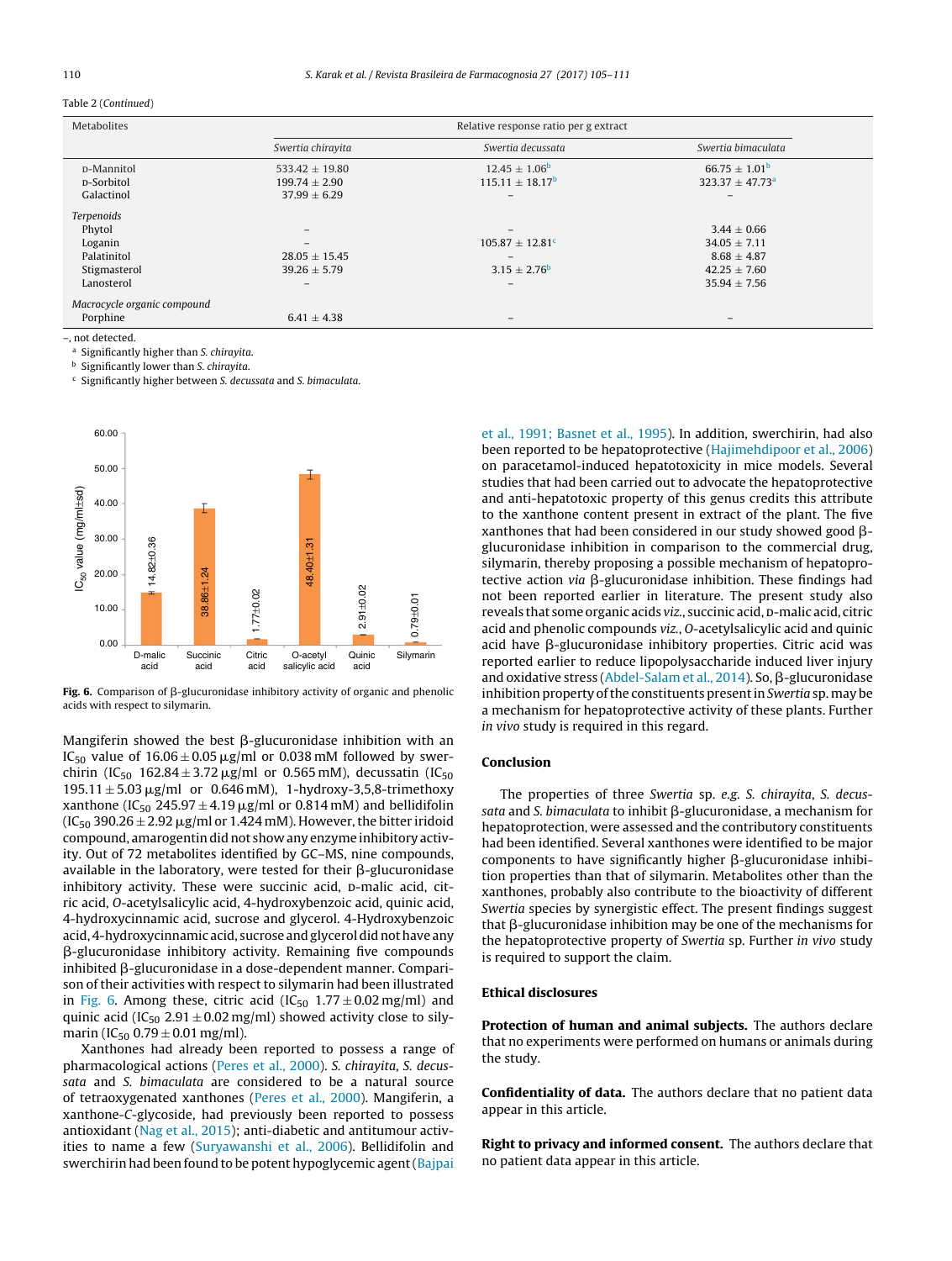Table 2 (*Continued*)

| Metabolites | Relative response ratio per g extract | | |
|---|---|---|---|
| | *Swertia chirayita* | *Swertia decussata* | *Swertia bimaculata* |
| D-Mannitol | 533.42 ± 19.80 | 12.45 ± 1.06[b] | 66.75 ± 1.01[b] |
| D-Sorbitol | 199.74 ± 2.90 | 115.11 ± 18.17[b] | 323.37 ± 47.73[a] |
| Galactinol | 37.99 ± 6.29 | – | – |
| *Terpenoids* | | | |
| Phytol | – | – | 3.44 ± 0.66 |
| Loganin | – | 105.87 ± 12.81[c] | 34.05 ± 7.11 |
| Palatinitol | 28.05 ± 15.45 | – | 8.68 ± 4.87 |
| Stigmasterol | 39.26 ± 5.79 | 3.15 ± 2.76[b] | 42.25 ± 7.60 |
| Lanosterol | – | – | 35.94 ± 7.56 |
| *Macrocycle organic compound* | | | |
| Porphine | 6.41 ± 4.38 | – | – |

–, not detected.
[a] Significantly higher than *S. chiraiyita*.
[b] Significantly lower than *S. chirayita*.
[c] Significantly higher between *S. decussata* and *S. bimaculata*.

**Fig. 6.** Comparison of β-glucuronidase inhibitory activity of organic and phenolic acids with respect to silymarin.

Mangiferin showed the best β-glucuronidase inhibition with an $IC_{50}$ value of 16.06 ± 0.05 μg/ml or 0.038 mM followed by swerchirin ($IC_{50}$ 162.84 ± 3.72 μg/ml or 0.565 mM), decussatin ($IC_{50}$ 195.11 ± 5.03 μg/ml or 0.646 mM), 1-hydroxy-3,5,8-trimethoxy xanthone ($IC_{50}$ 245.97 ± 4.19 μg/ml or 0.814 mM) and bellidifolin ($IC_{50}$ 390.26 ± 2.92 μg/ml or 1.424 mM). However, the bitter iridoid compound, amarogentin did not show any enzyme inhibitory activity. Out of 72 metabolites identified by GC–MS, nine compounds, available in the laboratory, were tested for their β-glucuronidase inhibitory activity. These were succinic acid, D-malic acid, citric acid, O-acetylsalicylic acid, 4-hydroxybenzoic acid, quinic acid, 4-hydroxycinnamic acid, sucrose and glycerol. 4-Hydroxybenzoic acid, 4-hydroxycinnamic acid, sucrose and glycerol did not have any β-glucuronidase inhibitory activity. Remaining five compounds inhibited β-glucuronidase in a dose-dependent manner. Comparison of their activities with respect to silymarin had been illustrated in Fig. 6. Among these, citric acid ($IC_{50}$ 1.77 ± 0.02 mg/ml) and quinic acid ($IC_{50}$ 2.91 ± 0.02 mg/ml) showed activity close to silymarin ($IC_{50}$ 0.79 ± 0.01 mg/ml).

Xanthones had already been reported to possess a range of pharmacological actions (Peres et al., 2000). *S. chirayita*, *S. decussata* and *S. bimaculata* are considered to be a natural source of tetraoxygenated xanthones (Peres et al., 2000). Mangiferin, a xanthone-C-glycoside, had previously been reported to possess antioxidant (Nag et al., 2015); anti-diabetic and antitumour activities to name a few (Suryawanshi et al., 2006). Bellidifolin and swerchirin had been found to be potent hypoglycemic agent (Bajpai et al., 1991; Basnet et al., 1995). In addition, swerchirin, had also been reported to be hepatoprotective (Hajimehdipoor et al., 2006) on paracetamol-induced hepatotoxicity in mice models. Several studies that had been carried out to advocate the hepatoprotective and anti-hepatotoxic property of this genus credits this attribute to the xanthone content present in extract of the plant. The five xanthones that had been considered in our study showed good β-glucuronidase inhibition in comparison to the commercial drug, silymarin, thereby proposing a possible mechanism of hepatoprotective action *via* β-glucuronidase inhibition. These findings had not been reported earlier in literature. The present study also reveals that some organic acids *viz.*, succinic acid, D-malic acid, citric acid and phenolic compounds *viz.*, *O*-acetylsalicylic acid and quinic acid have β-glucuronidase inhibitory properties. Citric acid was reported earlier to reduce lipopolysaccharide induced liver injury and oxidative stress (Abdel-Salam et al., 2014). So, β-glucuronidase inhibition property of the constituents present in *Swertia* sp. may be a mechanism for hepatoprotective activity of these plants. Further *in vivo* study is required in this regard.

## Conclusion

The properties of three *Swertia* sp. *e.g. S. chirayita*, *S. decussata* and *S. bimaculata* to inhibit β-glucuronidase, a mechanism for hepatoprotection, were assessed and the contributory constituents had been identified. Several xanthones were identified to be major components to have significantly higher β-glucuronidase inhibition properties than that of silymarin. Metabolites other than the xanthones, probably also contribute to the bioactivity of different *Swertia* species by synergistic effect. The present findings suggest that β-glucuronidase inhibition may be one of the mechanisms for the hepatoprotective property of *Swertia* sp. Further *in vivo* study is required to support the claim.

## Ethical disclosures

**Protection of human and animal subjects.** The authors declare that no experiments were performed on humans or animals during the study.

**Confidentiality of data.** The authors declare that no patient data appear in this article.

**Right to privacy and informed consent.** The authors declare that no patient data appear in this article.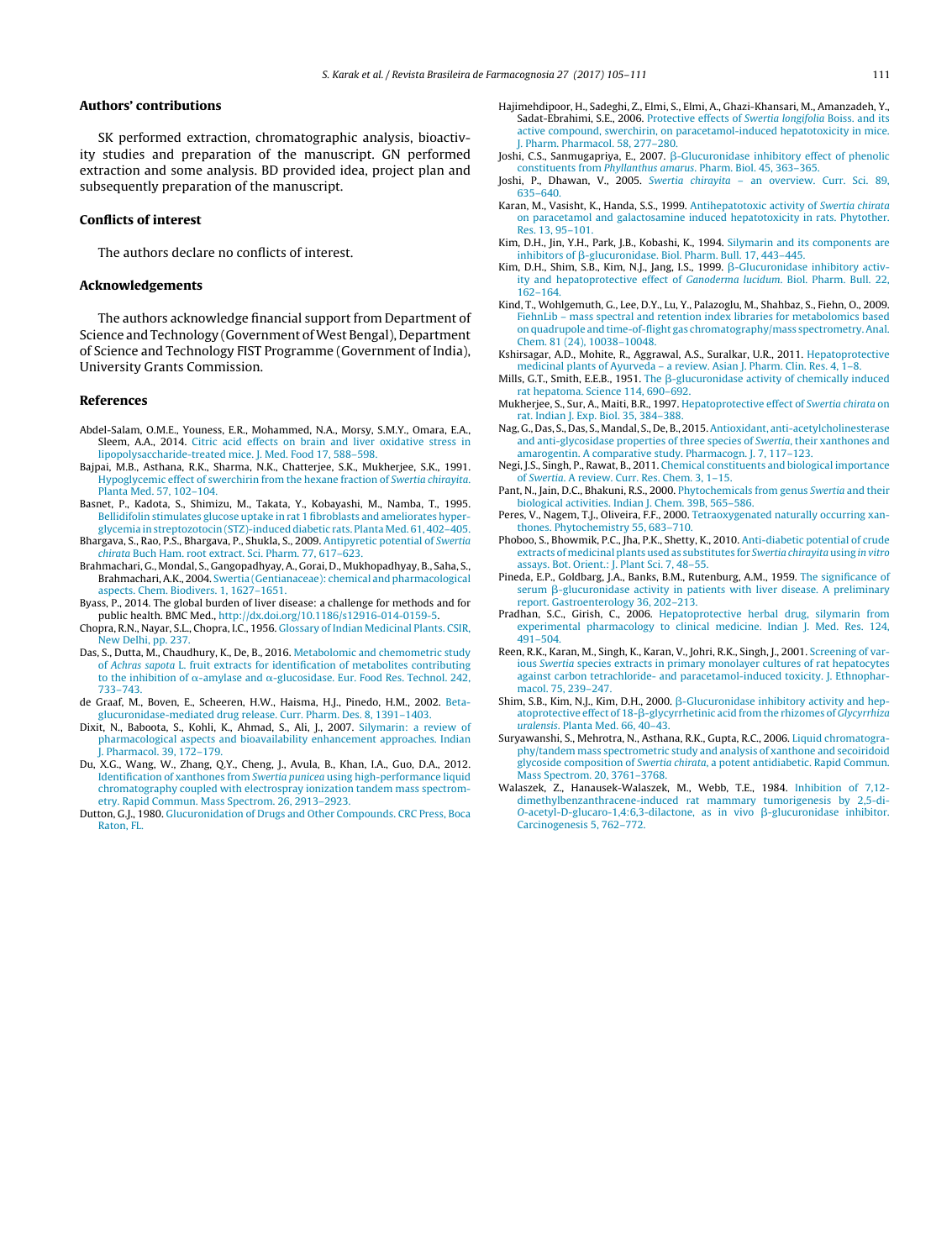## Authors' contributions

SK performed extraction, chromatographic analysis, bioactivity studies and preparation of the manuscript. GN performed extraction and some analysis. BD provided idea, project plan and subsequently preparation of the manuscript.

## Conflicts of interest

The authors declare no conflicts of interest.

## Acknowledgements

The authors acknowledge financial support from Department of Science and Technology (Government of West Bengal), Department of Science and Technology FIST Programme (Government of India), University Grants Commission.

## References

Abdel-Salam, O.M.E., Youness, E.R., Mohammed, N.A., Morsy, S.M.Y., Omara, E.A., Sleem, A.A., 2014. Citric acid effects on brain and liver oxidative stress in lipopolysaccharide-treated mice. J. Med. Food 17, 588–598.

Bajpai, M.B., Asthana, R.K., Sharma, N.K., Chatterjee, S.K., Mukherjee, S.K., 1991. Hypoglycemic effect of swerchirin from the hexane fraction of *Swertia chirayita*. Planta Med. 57, 102–104.

Basnet, P., Kadota, S., Shimizu, M., Takata, Y., Kobayashi, M., Namba, T., 1995. Bellidifolin stimulates glucose uptake in rat 1 fibroblasts and ameliorates hyperglycemia in streptozotocin (STZ)-induced diabetic rats. Planta Med. 61, 402–405.

Bhargava, S., Rao, P.S., Bhargava, P., Shukla, S., 2009. Antipyretic potential of *Swertia chirata* Buch Ham. root extract. Sci. Pharm. 77, 617–623.

Brahmachari, G., Mondal, S., Gangopadhyay, A., Gorai, D., Mukhopadhyay, B., Saha, S., Brahmachari, A.K., 2004. Swertia (Gentianaceae): chemical and pharmacological aspects. Chem. Biodivers. 1, 1627–1651.

Byass, P., 2014. The global burden of liver disease: a challenge for methods and for public health. BMC Med., http://dx.doi.org/10.1186/s12916-014-0159-5.

Chopra, R.N., Nayar, S.L., Chopra, I.C., 1956. Glossary of Indian Medicinal Plants. CSIR, New Delhi, pp. 237.

Das, S., Dutta, M., Chaudhury, K., De, B., 2016. Metabolomic and chemometric study of *Achras sapota* L. fruit extracts for identification of metabolites contributing to the inhibition of α-amylase and α-glucosidase. Eur. Food Res. Technol. 242, 733–743.

de Graaf, M., Boven, E., Scheeren, H.W., Haisma, H.J., Pinedo, H.M., 2002. Beta-glucuronidase-mediated drug release. Curr. Pharm. Des. 8, 1391–1403.

Dixit, N., Baboota, S., Kohli, K., Ahmad, S., Ali, J., 2007. Silymarin: a review of pharmacological aspects and bioavailability enhancement approaches. Indian J. Pharmacol. 39, 172–179.

Du, X.G., Wang, W., Zhang, Q.Y., Cheng, J., Avula, B., Khan, I.A., Guo, D.A., 2012. Identification of xanthones from *Swertia punicea* using high-performance liquid chromatography coupled with electrospray ionization tandem mass spectrometry. Rapid Commun. Mass Spectrom. 26, 2913–2923.

Dutton, G.J., 1980. Glucuronidation of Drugs and Other Compounds. CRC Press, Boca Raton, FL.

Hajimehdipoor, H., Sadeghi, Z., Elmi, S., Elmi, A., Ghazi-Khansari, M., Amanzadeh, Y., Sadat-Ebrahimi, S.E., 2006. Protective effects of *Swertia longifolia* Boiss. and its active compound, swerchirin, on paracetamol-induced hepatotoxicity in mice. J. Pharm. Pharmacol. 58, 277–280.

Joshi, C.S., Sanmugapriya, E., 2007. β-Glucuronidase inhibitory effect of phenolic constituents from *Phyllanthus amarus*. Pharm. Biol. 45, 363–365.

Joshi, P., Dhawan, V., 2005. *Swertia chirayita* – an overview. Curr. Sci. 89, 635–640.

Karan, M., Vasisht, K., Handa, S.S., 1999. Antihepatotoxic activity of *Swertia chirata* on paracetamol and galactosamine induced hepatotoxicity in rats. Phytother. Res. 13, 95–101.

Kim, D.H., Jin, Y.H., Park, J.B., Kobashi, K., 1994. Silymarin and its components are inhibitors of β-glucuronidase. Biol. Pharm. Bull. 17, 443–445.

Kim, D.H., Shim, S.B., Kim, N.J., Jang, I.S., 1999. β-Glucuronidase inhibitory activity and hepatoprotective effect of *Ganoderma lucidum*. Biol. Pharm. Bull. 22, 162–164.

Kind, T., Wohlgemuth, G., Lee, D.Y., Lu, Y., Palazoglu, M., Shahbaz, S., Fiehn, O., 2009. FiehnLib – mass spectral and retention index libraries for metabolomics based on quadrupole and time-of-flight gas chromatography/mass spectrometry. Anal. Chem. 81 (24), 10038–10048.

Kshirsagar, A.D., Mohite, R., Aggrawal, A.S., Suralkar, U.R., 2011. Hepatoprotective medicinal plants of Ayurveda – a review. Asian J. Pharm. Clin. Res. 4, 1–8.

Mills, G.T., Smith, E.E.B., 1951. The β-glucuronidase activity of chemically induced rat hepatoma. Science 114, 690–692.

Mukherjee, S., Sur, A., Maiti, B.R., 1997. Hepatoprotective effect of *Swertia chirata* on rat. Indian J. Exp. Biol. 35, 384–388.

Nag, G., Das, S., Das, S., Mandal, S., De, B., 2015. Antioxidant, anti-acetylcholinesterase and anti-glycosidase properties of three species of *Swertia*, their xanthones and amarogentin. A comparative study. Pharmacogn. J. 7, 117–123.

Negi, J.S., Singh, P., Rawat, B., 2011. Chemical constituents and biological importance of *Swertia*. A review. Curr. Res. Chem. 3, 1–15.

Pant, N., Jain, D.C., Bhakuni, R.S., 2000. Phytochemicals from genus *Swertia* and their biological activities. Indian J. Chem. 39B, 565–586.

Peres, V., Nagem, T.J., Oliveira, F.F., 2000. Tetraoxygenated naturally occurring xanthones. Phytochemistry 55, 683–710.

Phoboo, S., Bhowmik, P.C., Jha, P.K., Shetty, K., 2010. Anti-diabetic potential of crude extracts of medicinal plants used as substitutes for *Swertia chirayita* using *in vitro* assays. Bot. Orient.: J. Plant Sci. 7, 48–55.

Pineda, E.P., Goldbarg, J.A., Banks, B.M., Rutenburg, A.M., 1959. The significance of serum β-glucuronidase activity in patients with liver disease. A preliminary report. Gastroenterology 36, 202–213.

Pradhan, S.C., Girish, C., 2006. Hepatoprotective herbal drug, silymarin from experimental pharmacology to clinical medicine. Indian J. Med. Res. 124, 491–504.

Reen, R.K., Karan, M., Singh, K., Karan, V., Johri, R.K., Singh, J., 2001. Screening of various *Swertia* species extracts in primary monolayer cultures of rat hepatocytes against carbon tetrachloride- and paracetamol-induced toxicity. J. Ethnopharmacol. 75, 239–247.

Shim, S.B., Kim, N.J., Kim, D.H., 2000. β-Glucuronidase inhibitory activity and hepatoprotective effect of 18-β-glycyrrhetinic acid from the rhizomes of *Glycyrrhiza uralensis*. Planta Med. 66, 40–43.

Suryawanshi, S., Mehrotra, N., Asthana, R.K., Gupta, R.C., 2006. Liquid chromatography/tandem mass spectrometric study and analysis of xanthone and secoiridoid glycoside composition of *Swertia chirata*, a potent antidiabetic. Rapid Commun. Mass Spectrom. 20, 3761–3768.

Walaszek, Z., Hanausek-Walaszek, M., Webb, T.E., 1984. Inhibition of 7,12-dimethylbenzanthracene-induced rat mammary tumorigenesis by 2,5-di-*O*-acetyl-D-glucaro-1,4:6,3-dilactone, as in vivo β-glucuronidase inhibitor. Carcinogenesis 5, 762–772.